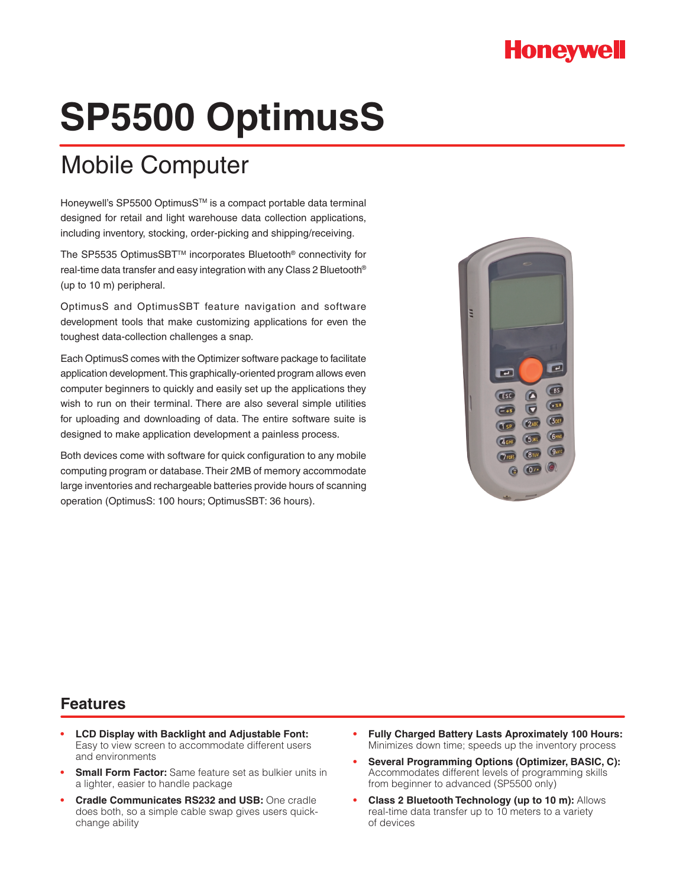Honeywell

# SP5500 OptimusS

## Mobile Computer

Honeywell's SP5500 OptimusS™ is a compact portable data terminal designed for retail and light warehouse data collection applications, including inventory, stocking, order-picking and shipping/receiving.

The SP5535 OptimusSBT™ incorporates Bluetooth® connectivity for real-time data transfer and easy integration with any Class 2 Bluetooth® (up to 10 m) peripheral.

OptimusS and OptimusSBT feature navigation and software development tools that make customizing applications for even the toughest data-collection challenges a snap.

Each OptimusS comes with the Optimizer software package to facilitate application development. This graphically-oriented program allows even computer beginners to quickly and easily set up the applications they wish to run on their terminal. There are also several simple utilities for uploading and downloading of data. The entire software suite is designed to make application development a painless process.

Both devices come with software for quick configuration to any mobile computing program or database. Their 2MB of memory accommodate large inventories and rechargeable batteries provide hours of scanning operation (OptimusS: 100 hours; OptimusSBT: 36 hours).

## Features

- **LCD Display with Backlight and Adjustable Font:** Easy to view screen to accommodate different users and environments
- **Small Form Factor:** Same feature set as bulkier units in a lighter, easier to handle package
- **Cradle Communicates RS232 and USB:** One cradle does both, so a simple cable swap gives users quick-change ability
- **Fully Charged Battery Lasts Aproximately 100 Hours:** Minimizes down time; speeds up the inventory process
- **Several Programming Options (Optimizer, BASIC, C):** Accommodates different levels of programming skills from beginner to advanced (SP5500 only)
- **Class 2 Bluetooth Technology (up to 10 m):** Allows real-time data transfer up to 10 meters to a variety of devices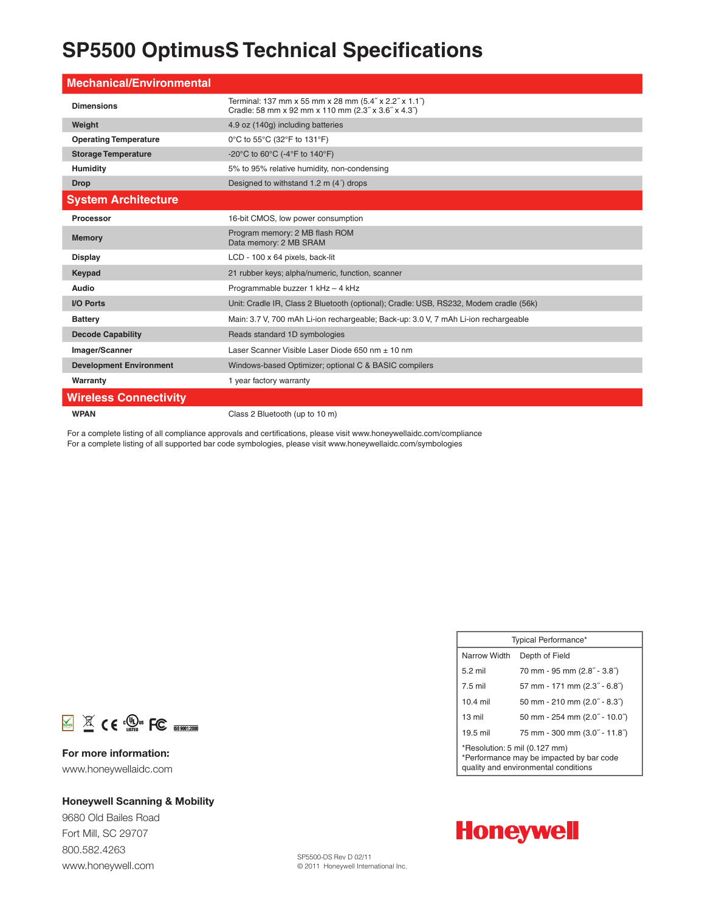# SP5500 OptimusS Technical Specifications

| | |
|---|---|
| **Mechanical/Environmental** | |
| **Dimensions** | Terminal: 137 mm x 55 mm x 28 mm (5.4˝ x 2.2˝ x 1.1˝)<br>Cradle: 58 mm x 92 mm x 110 mm (2.3˝ x 3.6˝ x 4.3˝) |
| **Weight** | 4.9 oz (140g) including batteries |
| **Operating Temperature** | 0°C to 55°C (32°F to 131°F) |
| **Storage Temperature** | -20°C to 60°C (-4°F to 140°F) |
| **Humidity** | 5% to 95% relative humidity, non-condensing |
| **Drop** | Designed to withstand 1.2 m (4´) drops |
| **System Architecture** | |
| **Processor** | 16-bit CMOS, low power consumption |
| **Memory** | Program memory: 2 MB flash ROM<br>Data memory: 2 MB SRAM |
| **Display** | LCD - 100 x 64 pixels, back-lit |
| **Keypad** | 21 rubber keys; alpha/numeric, function, scanner |
| **Audio** | Programmable buzzer 1 kHz – 4 kHz |
| **I/O Ports** | Unit: Cradle IR, Class 2 Bluetooth (optional); Cradle: USB, RS232, Modem cradle (56k) |
| **Battery** | Main: 3.7 V, 700 mAh Li-ion rechargeable; Back-up: 3.0 V, 7 mAh Li-ion rechargeable |
| **Decode Capability** | Reads standard 1D symbologies |
| **Imager/Scanner** | Laser Scanner Visible Laser Diode 650 nm ± 10 nm |
| **Development Environment** | Windows-based Optimizer; optional C & BASIC compilers |
| **Warranty** | 1 year factory warranty |
| **Wireless Connectivity** | |
| **WPAN** | Class 2 Bluetooth (up to 10 m) |

For a complete listing of all compliance approvals and certifications, please visit www.honeywellaidc.com/compliance
For a complete listing of all supported bar code symbologies, please visit www.honeywellaidc.com/symbologies

| Typical Performance* | |
|---|---|
| Narrow Width | Depth of Field |
| 5.2 mil | 70 mm - 95 mm (2.8˝ - 3.8˝) |
| 7.5 mil | 57 mm - 171 mm (2.3˝ - 6.8˝) |
| 10.4 mil | 50 mm - 210 mm (2.0˝ - 8.3˝) |
| 13 mil | 50 mm - 254 mm (2.0˝ - 10.0˝) |
| 19.5 mil | 75 mm - 300 mm (3.0˝ - 11.8˝) |

*Resolution: 5 mil (0.127 mm)
*Performance may be impacted by bar code quality and environmental conditions

**For more information:**
www.honeywellaidc.com

**Honeywell Scanning & Mobility**
9680 Old Bailes Road
Fort Mill, SC 29707
800.582.4263
www.honeywell.com

SP5500-DS Rev D 02/11
© 2011 Honeywell International Inc.

Honeywell